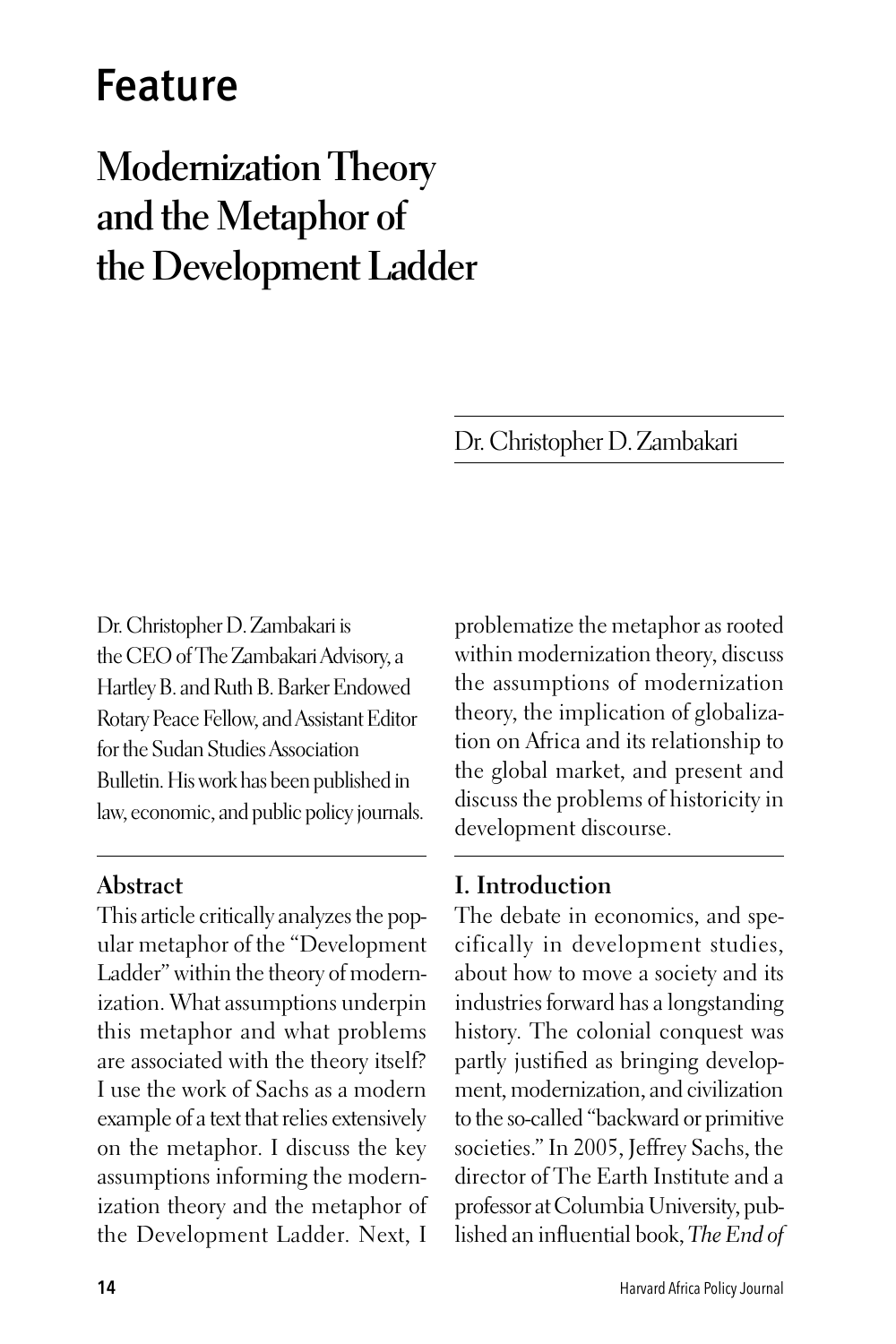# Feature

## Modernization Theory and the Metaphor of the Development Ladder

Dr. Christopher D. Zambakari

Dr. Christopher D. Zambakari is the CEO of The Zambakari Advisory, a Hartley B. and Ruth B. Barker Endowed Rotary Peace Fellow, and Assistant Editor for the Sudan Studies Association Bulletin. His work has been published in law, economic, and public policy journals.

### Abstract

This article critically analyzes the popular metaphor of the "Development Ladder" within the theory of modernization. What assumptions underpin this metaphor and what problems are associated with the theory itself? I use the work of Sachs as a modern example of a text that relies extensively on the metaphor. I discuss the key assumptions informing the modernization theory and the metaphor of the Development Ladder. Next, I problematize the metaphor as rooted within modernization theory, discuss the assumptions of modernization theory, the implication of globalization on Africa and its relationship to the global market, and present and discuss the problems of historicity in development discourse.

### I. Introduction

The debate in economics, and specifically in development studies, about how to move a society and its industries forward has a longstanding history. The colonial conquest was partly justified as bringing development, modernization, and civilization to the so-called "backward or primitive societies." In 2005, Jeffrey Sachs, the director of The Earth Institute and a professor at Columbia University, published an influential book, *The End of*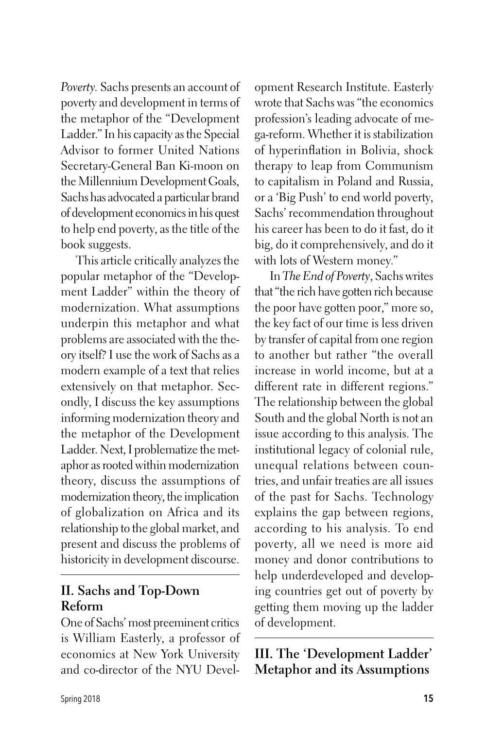*Poverty.* Sachs presents an account of poverty and development in terms of the metaphor of the "Development Ladder." In his capacity as the Special Advisor to former United Nations Secretary-General Ban Ki-moon on the Millennium Development Goals, Sachs has advocated a particular brand of development economics in his quest to help end poverty, as the title of the book suggests.

This article critically analyzes the popular metaphor of the "Development Ladder" within the theory of modernization. What assumptions underpin this metaphor and what problems are associated with the theory itself? I use the work of Sachs as a modern example of a text that relies extensively on that metaphor. Secondly, I discuss the key assumptions informing modernization theory and the metaphor of the Development Ladder. Next, I problematize the metaphor as rooted within modernization theory, discuss the assumptions of modernization theory, the implication of globalization on Africa and its relationship to the global market, and present and discuss the problems of historicity in development discourse.

## II. Sachs and Top-Down Reform

One of Sachs' most preeminent critics is William Easterly, a professor of economics at New York University and co-director of the NYU Development Research Institute. Easterly wrote that Sachs was "the economics profession's leading advocate of mega-reform. Whether it is stabilization of hyperinflation in Bolivia, shock therapy to leap from Communism to capitalism in Poland and Russia, or a 'Big Push' to end world poverty, Sachs' recommendation throughout his career has been to do it fast, do it big, do it comprehensively, and do it with lots of Western money."

In *The End of Poverty*, Sachs writes that "the rich have gotten rich because the poor have gotten poor," more so, the key fact of our time is less driven by transfer of capital from one region to another but rather "the overall increase in world income, but at a different rate in different regions." The relationship between the global South and the global North is not an issue according to this analysis. The institutional legacy of colonial rule, unequal relations between countries, and unfair treaties are all issues of the past for Sachs. Technology explains the gap between regions, according to his analysis. To end poverty, all we need is more aid money and donor contributions to help underdeveloped and developing countries get out of poverty by getting them moving up the ladder of development.

## III. The 'Development Ladder' Metaphor and its Assumptions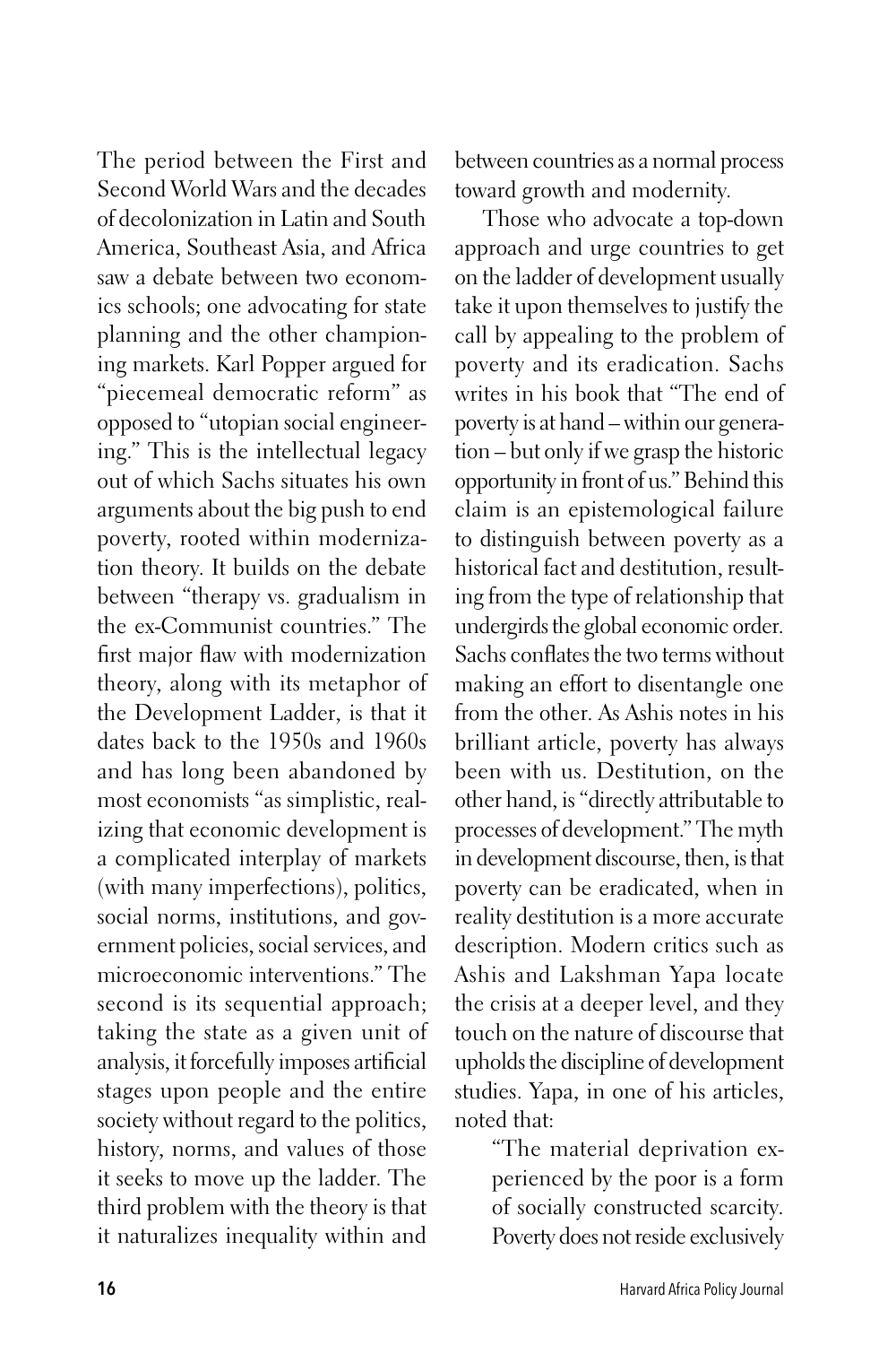The period between the First and Second World Wars and the decades of decolonization in Latin and South America, Southeast Asia, and Africa saw a debate between two economics schools; one advocating for state planning and the other championing markets. Karl Popper argued for "piecemeal democratic reform" as opposed to "utopian social engineering." This is the intellectual legacy out of which Sachs situates his own arguments about the big push to end poverty, rooted within modernization theory. It builds on the debate between "therapy vs. gradualism in the ex-Communist countries." The first major flaw with modernization theory, along with its metaphor of the Development Ladder, is that it dates back to the 1950s and 1960s and has long been abandoned by most economists "as simplistic, realizing that economic development is a complicated interplay of markets (with many imperfections), politics, social norms, institutions, and government policies, social services, and microeconomic interventions." The second is its sequential approach; taking the state as a given unit of analysis, it forcefully imposes artificial stages upon people and the entire society without regard to the politics, history, norms, and values of those it seeks to move up the ladder. The third problem with the theory is that it naturalizes inequality within and between countries as a normal process toward growth and modernity.

Those who advocate a top-down approach and urge countries to get on the ladder of development usually take it upon themselves to justify the call by appealing to the problem of poverty and its eradication. Sachs writes in his book that "The end of poverty is at hand – within our generation – but only if we grasp the historic opportunity in front of us." Behind this claim is an epistemological failure to distinguish between poverty as a historical fact and destitution, resulting from the type of relationship that undergirds the global economic order. Sachs conflates the two terms without making an effort to disentangle one from the other. As Ashis notes in his brilliant article, poverty has always been with us. Destitution, on the other hand, is "directly attributable to processes of development." The myth in development discourse, then, is that poverty can be eradicated, when in reality destitution is a more accurate description. Modern critics such as Ashis and Lakshman Yapa locate the crisis at a deeper level, and they touch on the nature of discourse that upholds the discipline of development studies. Yapa, in one of his articles, noted that:

> "The material deprivation experienced by the poor is a form of socially constructed scarcity. Poverty does not reside exclusively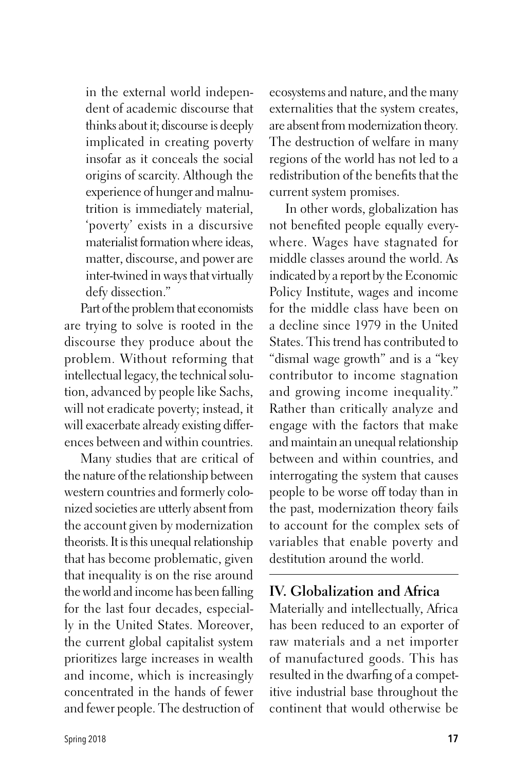in the external world independent of academic discourse that thinks about it; discourse is deeply implicated in creating poverty insofar as it conceals the social origins of scarcity. Although the experience of hunger and malnutrition is immediately material, 'poverty' exists in a discursive materialist formation where ideas, matter, discourse, and power are inter-twined in ways that virtually defy dissection."

Part of the problem that economists are trying to solve is rooted in the discourse they produce about the problem. Without reforming that intellectual legacy, the technical solution, advanced by people like Sachs, will not eradicate poverty; instead, it will exacerbate already existing differences between and within countries.

Many studies that are critical of the nature of the relationship between western countries and formerly colonized societies are utterly absent from the account given by modernization theorists. It is this unequal relationship that has become problematic, given that inequality is on the rise around the world and income has been falling for the last four decades, especially in the United States. Moreover, the current global capitalist system prioritizes large increases in wealth and income, which is increasingly concentrated in the hands of fewer and fewer people. The destruction of ecosystems and nature, and the many externalities that the system creates, are absent from modernization theory. The destruction of welfare in many regions of the world has not led to a redistribution of the benefits that the current system promises.

In other words, globalization has not benefited people equally everywhere. Wages have stagnated for middle classes around the world. As indicated by a report by the Economic Policy Institute, wages and income for the middle class have been on a decline since 1979 in the United States. This trend has contributed to "dismal wage growth" and is a "key contributor to income stagnation and growing income inequality." Rather than critically analyze and engage with the factors that make and maintain an unequal relationship between and within countries, and interrogating the system that causes people to be worse off today than in the past, modernization theory fails to account for the complex sets of variables that enable poverty and destitution around the world.

## IV. Globalization and Africa

Materially and intellectually, Africa has been reduced to an exporter of raw materials and a net importer of manufactured goods. This has resulted in the dwarfing of a competitive industrial base throughout the continent that would otherwise be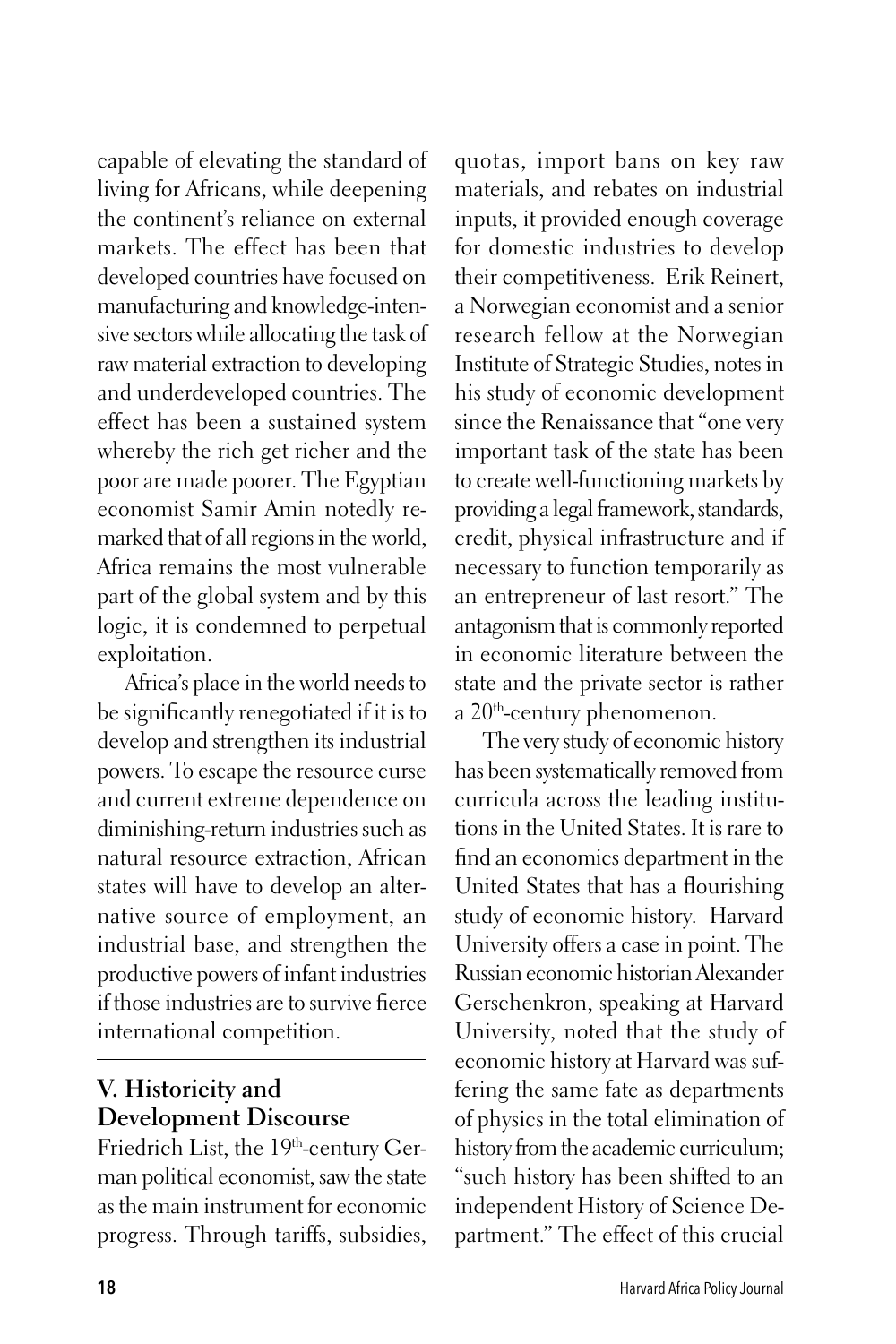capable of elevating the standard of living for Africans, while deepening the continent's reliance on external markets. The effect has been that developed countries have focused on manufacturing and knowledge-intensive sectors while allocating the task of raw material extraction to developing and underdeveloped countries. The effect has been a sustained system whereby the rich get richer and the poor are made poorer. The Egyptian economist Samir Amin notedly remarked that of all regions in the world, Africa remains the most vulnerable part of the global system and by this logic, it is condemned to perpetual exploitation.

Africa's place in the world needs to be significantly renegotiated if it is to develop and strengthen its industrial powers. To escape the resource curse and current extreme dependence on diminishing-return industries such as natural resource extraction, African states will have to develop an alternative source of employment, an industrial base, and strengthen the productive powers of infant industries if those industries are to survive fierce international competition.

## V. Historicity and Development Discourse

Friedrich List, the 19th-century German political economist, saw the state as the main instrument for economic progress. Through tariffs, subsidies, quotas, import bans on key raw materials, and rebates on industrial inputs, it provided enough coverage for domestic industries to develop their competitiveness. Erik Reinert, a Norwegian economist and a senior research fellow at the Norwegian Institute of Strategic Studies, notes in his study of economic development since the Renaissance that "one very important task of the state has been to create well-functioning markets by providing a legal framework, standards, credit, physical infrastructure and if necessary to function temporarily as an entrepreneur of last resort." The antagonism that is commonly reported in economic literature between the state and the private sector is rather a 20th-century phenomenon.

The very study of economic history has been systematically removed from curricula across the leading institutions in the United States. It is rare to find an economics department in the United States that has a flourishing study of economic history. Harvard University offers a case in point. The Russian economic historian Alexander Gerschenkron, speaking at Harvard University, noted that the study of economic history at Harvard was suffering the same fate as departments of physics in the total elimination of history from the academic curriculum; "such history has been shifted to an independent History of Science Department." The effect of this crucial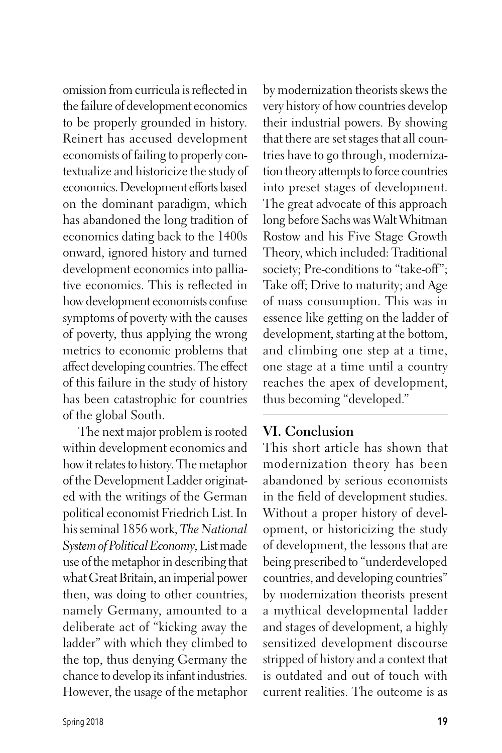omission from curricula is reflected in the failure of development economics to be properly grounded in history. Reinert has accused development economists of failing to properly contextualize and historicize the study of economics. Development efforts based on the dominant paradigm, which has abandoned the long tradition of economics dating back to the 1400s onward, ignored history and turned development economics into palliative economics. This is reflected in how development economists confuse symptoms of poverty with the causes of poverty, thus applying the wrong metrics to economic problems that affect developing countries. The effect of this failure in the study of history has been catastrophic for countries of the global South.

The next major problem is rooted within development economics and how it relates to history. The metaphor of the Development Ladder originated with the writings of the German political economist Friedrich List. In his seminal 1856 work, *The National System of Political Economy*, List made use of the metaphor in describing that what Great Britain, an imperial power then, was doing to other countries, namely Germany, amounted to a deliberate act of "kicking away the ladder" with which they climbed to the top, thus denying Germany the chance to develop its infant industries. However, the usage of the metaphor by modernization theorists skews the very history of how countries develop their industrial powers. By showing that there are set stages that all countries have to go through, modernization theory attempts to force countries into preset stages of development. The great advocate of this approach long before Sachs was Walt Whitman Rostow and his Five Stage Growth Theory, which included: Traditional society; Pre-conditions to "take-off"; Take off; Drive to maturity; and Age of mass consumption. This was in essence like getting on the ladder of development, starting at the bottom, and climbing one step at a time, one stage at a time until a country reaches the apex of development, thus becoming "developed."

## VI. Conclusion

This short article has shown that modernization theory has been abandoned by serious economists in the field of development studies. Without a proper history of development, or historicizing the study of development, the lessons that are being prescribed to "underdeveloped countries, and developing countries" by modernization theorists present a mythical developmental ladder and stages of development, a highly sensitized development discourse stripped of history and a context that is outdated and out of touch with current realities. The outcome is as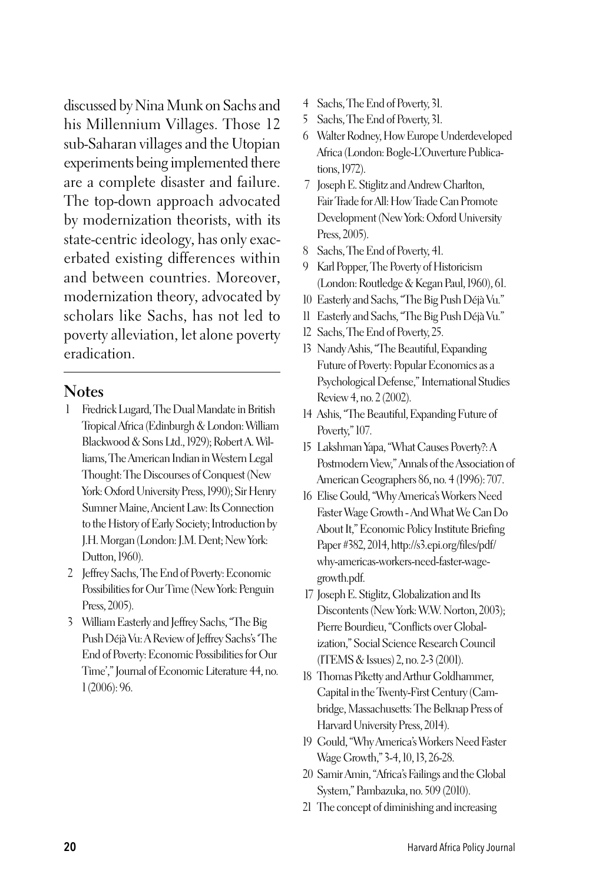discussed by Nina Munk on Sachs and his Millennium Villages. Those 12 sub-Saharan villages and the Utopian experiments being implemented there are a complete disaster and failure. The top-down approach advocated by modernization theorists, with its state-centric ideology, has only exacerbated existing differences within and between countries. Moreover, modernization theory, advocated by scholars like Sachs, has not led to poverty alleviation, let alone poverty eradication.

---

## Notes

1. Fredrick Lugard, The Dual Mandate in British Tropical Africa (Edinburgh & London: William Blackwood & Sons Ltd., 1929); Robert A. Williams, The American Indian in Western Legal Thought: The Discourses of Conquest (New York: Oxford University Press, 1990); Sir Henry Sumner Maine, Ancient Law: Its Connection to the History of Early Society; Introduction by J.H. Morgan (London: J.M. Dent; New York: Dutton, 1960).
2. Jeffrey Sachs, The End of Poverty: Economic Possibilities for Our Time (New York: Penguin Press, 2005).
3. William Easterly and Jeffrey Sachs, "The Big Push Déjà Vu: A Review of Jeffrey Sachs's 'The End of Poverty: Economic Possibilities for Our Time'," Journal of Economic Literature 44, no. 1 (2006): 96.
4. Sachs, The End of Poverty, 31.
5. Sachs, The End of Poverty, 31.
6. Walter Rodney, How Europe Underdeveloped Africa (London: Bogle-L'Ouverture Publications, 1972).
7. Joseph E. Stiglitz and Andrew Charlton, Fair Trade for All: How Trade Can Promote Development (New York: Oxford University Press, 2005).
8. Sachs, The End of Poverty, 41.
9. Karl Popper, The Poverty of Historicism (London: Routledge & Kegan Paul, 1960), 61.
10. Easterly and Sachs, "The Big Push Déjà Vu."
11. Easterly and Sachs, "The Big Push Déjà Vu."
12. Sachs, The End of Poverty, 25.
13. Nandy Ashis, "The Beautiful, Expanding Future of Poverty: Popular Economics as a Psychological Defense," International Studies Review 4, no. 2 (2002).
14. Ashis, "The Beautiful, Expanding Future of Poverty," 107.
15. Lakshman Yapa, "What Causes Poverty?: A Postmodern View," Annals of the Association of American Geographers 86, no. 4 (1996): 707.
16. Elise Gould, "Why America's Workers Need Faster Wage Growth - And What We Can Do About It," Economic Policy Institute Briefing Paper #382, 2014, http://s3.epi.org/files/pdf/why-americas-workers-need-faster-wage-growth.pdf.
17. Joseph E. Stiglitz, Globalization and Its Discontents (New York: W.W. Norton, 2003); Pierre Bourdieu, "Conflicts over Globalization," Social Science Research Council (ITEMS & Issues) 2, no. 2-3 (2001).
18. Thomas Piketty and Arthur Goldhammer, Capital in the Twenty-First Century (Cambridge, Massachusetts: The Belknap Press of Harvard University Press, 2014).
19. Gould, "Why America's Workers Need Faster Wage Growth," 3-4, 10, 13, 26-28.
20. Samir Amin, "Africa's Failings and the Global System," Pambazuka, no. 509 (2010).
21. The concept of diminishing and increasing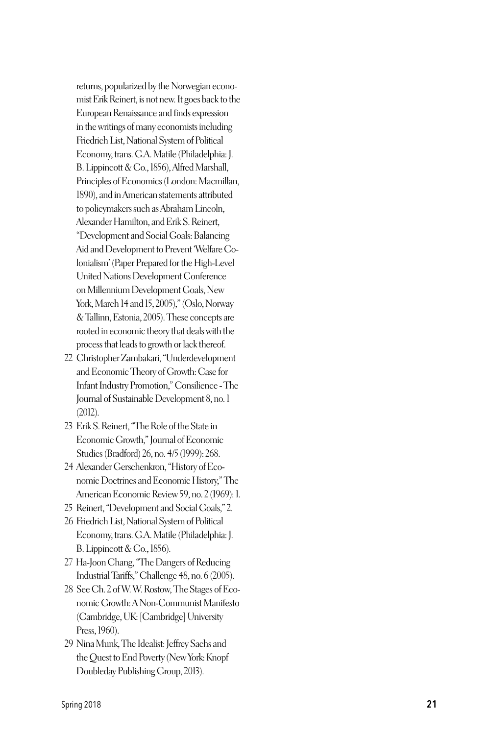returns, popularized by the Norwegian economist Erik Reinert, is not new. It goes back to the European Renaissance and finds expression in the writings of many economists including Friedrich List, National System of Political Economy, trans. G.A. Matile (Philadelphia: J. B. Lippincott & Co., 1856), Alfred Marshall, Principles of Economics (London: Macmillan, 1890), and in American statements attributed to policymakers such as Abraham Lincoln, Alexander Hamilton, and Erik S. Reinert, "Development and Social Goals: Balancing Aid and Development to Prevent 'Welfare Colonialism' (Paper Prepared for the High-Level United Nations Development Conference on Millennium Development Goals, New York, March 14 and 15, 2005)," (Oslo, Norway & Tallinn, Estonia, 2005). These concepts are rooted in economic theory that deals with the process that leads to growth or lack thereof.

22 Christopher Zambakari, "Underdevelopment and Economic Theory of Growth: Case for Infant Industry Promotion," Consilience - The Journal of Sustainable Development 8, no. 1 (2012).

23 Erik S. Reinert, "The Role of the State in Economic Growth," Journal of Economic Studies (Bradford) 26, no. 4/5 (1999): 268.

24 Alexander Gerschenkron, "History of Economic Doctrines and Economic History," The American Economic Review 59, no. 2 (1969): 1.

25 Reinert, "Development and Social Goals," 2.

26 Friedrich List, National System of Political Economy, trans. G.A. Matile (Philadelphia: J. B. Lippincott & Co., 1856).

27 Ha-Joon Chang, "The Dangers of Reducing Industrial Tariffs," Challenge 48, no. 6 (2005).

28 See Ch. 2 of W. W. Rostow, The Stages of Economic Growth: A Non-Communist Manifesto (Cambridge, UK: [Cambridge] University Press, 1960).

29 Nina Munk, The Idealist: Jeffrey Sachs and the Quest to End Poverty (New York: Knopf Doubleday Publishing Group, 2013).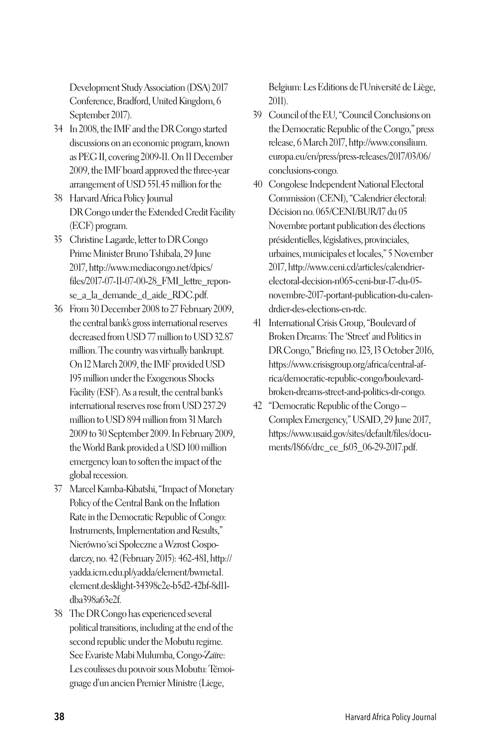Development Study Association (DSA) 2017 Conference, Bradford, United Kingdom, 6 September 2017).

34 In 2008, the IMF and the DR Congo started discussions on an economic program, known as PEG II, covering 2009-11. On 11 December 2009, the IMF board approved the three-year arrangement of USD 551.45 million for the DR Congo under the Extended Credit Facility (ECF) program.

35 Christine Lagarde, letter to DR Congo Prime Minister Bruno Tshibala, 29 June 2017, http://www.mediacongo.net/dpics/files/2017-07-11-07-00-28_FMI_lettre_reponse_a_la_demande_d_aide_RDC.pdf.

36 From 30 December 2008 to 27 February 2009, the central bank's gross international reserves decreased from USD 77 million to USD 32.87 million. The country was virtually bankrupt. On 12 March 2009, the IMF provided USD 195 million under the Exogenous Shocks Facility (ESF). As a result, the central bank's international reserves rose from USD 237.29 million to USD 894 million from 31 March 2009 to 30 September 2009. In February 2009, the World Bank provided a USD 100 million emergency loan to soften the impact of the global recession.

37 Marcel Kamba-Kibatshi, "Impact of Monetary Policy of the Central Bank on the Inflation Rate in the Democratic Republic of Congo: Instruments, Implementation and Results," Nierówno´sci Społeczne a Wzrost Gospodarczy, no. 42 (February 2015): 462-481, http://yadda.icm.edu.pl/yadda/element/bwmeta1.element.desklight-34398c2e-b5d2-42bf-8d11-dba398a63e2f.

38 The DR Congo has experienced several political transitions, including at the end of the second republic under the Mobutu regime. See Evariste Mabi Mulumba, Congo-Zaïre: Les coulisses du pouvoir sous Mobutu: Témoignage d'un ancien Premier Ministre (Liege, Belgium: Les Editions de l'Université de Liège, 2011).

39 Council of the EU, "Council Conclusions on the Democratic Republic of the Congo," press release, 6 March 2017, http://www.consilium.europa.eu/en/press/press-releases/2017/03/06/conclusions-congo.

40 Congolese Independent National Electoral Commission (CENI), "Calendrier électoral: Décision no. 065/CENI/BUR/17 du 05 Novembre portant publication des élections présidentielles, législatives, provinciales, urbaines, municipales et locales," 5 November 2017, http://www.ceni.cd/articles/calendrier-electoral-decision-n065-ceni-bur-17-du-05-novembre-2017-portant-publication-du-calendrdier-des-elections-en-rdc.

41 International Crisis Group, "Boulevard of Broken Dreams: The 'Street' and Politics in DR Congo," Briefing no. 123, 13 October 2016, https://www.crisisgroup.org/africa/central-africa/democratic-republic-congo/boulevard-broken-dreams-street-and-politics-dr-congo.

42 "Democratic Republic of the Congo – Complex Emergency," USAID, 29 June 2017, https://www.usaid.gov/sites/default/files/documents/1866/drc_ce_fs03_06-29-2017.pdf.